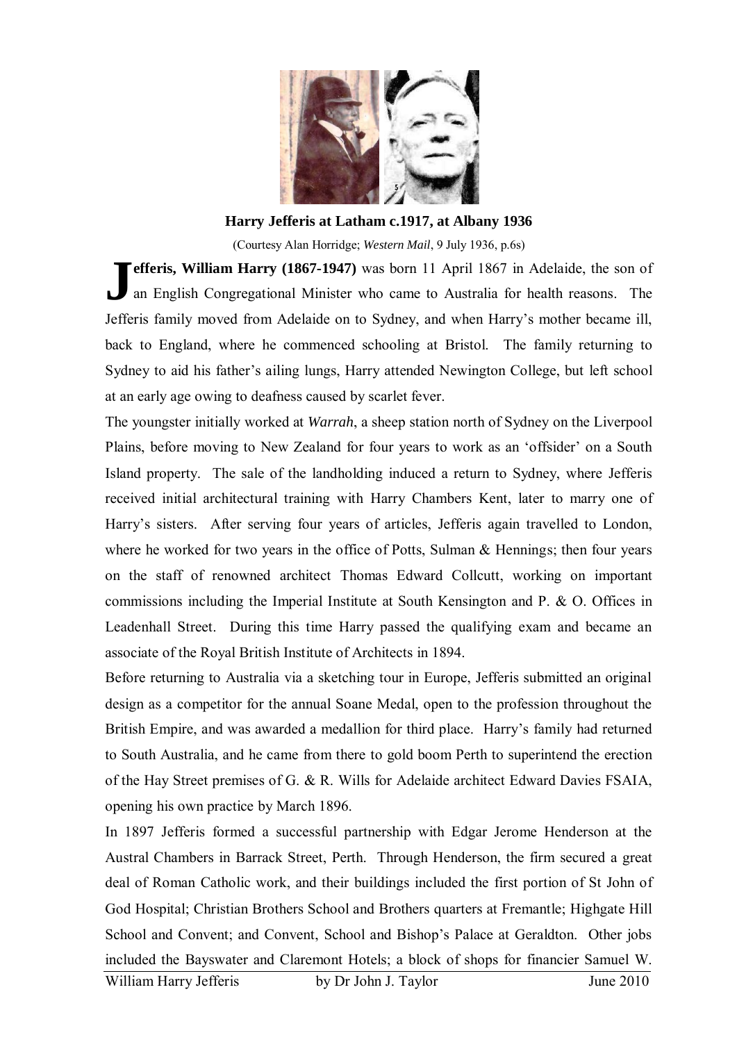**Harry Jefferis at Latham c.1917, at Albany 1936**

(Courtesy Alan Horridge; *Western Mail*, 9 July 1936, p.6s)

**Jefferis, William Harry (1867-1947)** was born 11 April 1867 in Adelaide, the son of an English Congregational Minister who came to Australia for health reasons. The Jefferis family moved from Adelaide on to Sydney, and when Harry's mother became ill, back to England, where he commenced schooling at Bristol. The family returning to Sydney to aid his father's ailing lungs, Harry attended Newington College, but left school at an early age owing to deafness caused by scarlet fever.

The youngster initially worked at *Warrah*, a sheep station north of Sydney on the Liverpool Plains, before moving to New Zealand for four years to work as an 'offsider' on a South Island property. The sale of the landholding induced a return to Sydney, where Jefferis received initial architectural training with Harry Chambers Kent, later to marry one of Harry's sisters. After serving four years of articles, Jefferis again travelled to London, where he worked for two years in the office of Potts, Sulman & Hennings; then four years on the staff of renowned architect Thomas Edward Collcutt, working on important commissions including the Imperial Institute at South Kensington and P. & O. Offices in Leadenhall Street. During this time Harry passed the qualifying exam and became an associate of the Royal British Institute of Architects in 1894.

Before returning to Australia via a sketching tour in Europe, Jefferis submitted an original design as a competitor for the annual Soane Medal, open to the profession throughout the British Empire, and was awarded a medallion for third place. Harry's family had returned to South Australia, and he came from there to gold boom Perth to superintend the erection of the Hay Street premises of G. & R. Wills for Adelaide architect Edward Davies FSAIA, opening his own practice by March 1896.

In 1897 Jefferis formed a successful partnership with Edgar Jerome Henderson at the Austral Chambers in Barrack Street, Perth. Through Henderson, the firm secured a great deal of Roman Catholic work, and their buildings included the first portion of St John of God Hospital; Christian Brothers School and Brothers quarters at Fremantle; Highgate Hill School and Convent; and Convent, School and Bishop's Palace at Geraldton. Other jobs included the Bayswater and Claremont Hotels; a block of shops for financier Samuel W.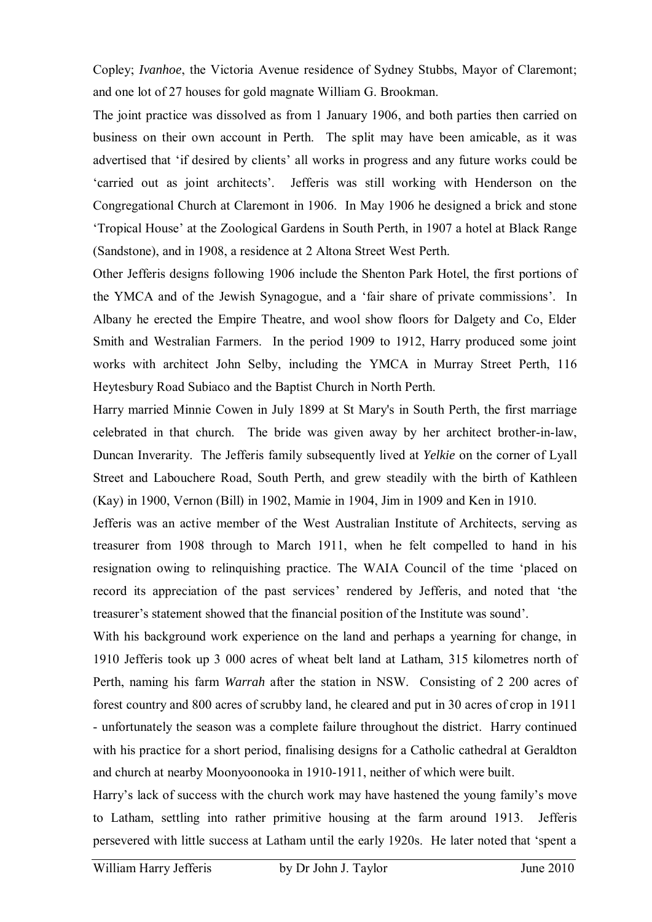Copley; *Ivanhoe*, the Victoria Avenue residence of Sydney Stubbs, Mayor of Claremont; and one lot of 27 houses for gold magnate William G. Brookman.

The joint practice was dissolved as from 1 January 1906, and both parties then carried on business on their own account in Perth. The split may have been amicable, as it was advertised that 'if desired by clients' all works in progress and any future works could be 'carried out as joint architects'. Jefferis was still working with Henderson on the Congregational Church at Claremont in 1906. In May 1906 he designed a brick and stone 'Tropical House' at the Zoological Gardens in South Perth, in 1907 a hotel at Black Range (Sandstone), and in 1908, a residence at 2 Altona Street West Perth.

Other Jefferis designs following 1906 include the Shenton Park Hotel, the first portions of the YMCA and of the Jewish Synagogue, and a 'fair share of private commissions'. In Albany he erected the Empire Theatre, and wool show floors for Dalgety and Co, Elder Smith and Westralian Farmers. In the period 1909 to 1912, Harry produced some joint works with architect John Selby, including the YMCA in Murray Street Perth, 116 Heytesbury Road Subiaco and the Baptist Church in North Perth.

Harry married Minnie Cowen in July 1899 at St Mary's in South Perth, the first marriage celebrated in that church. The bride was given away by her architect brother-in-law, Duncan Inverarity. The Jefferis family subsequently lived at *Yelkie* on the corner of Lyall Street and Labouchere Road, South Perth, and grew steadily with the birth of Kathleen (Kay) in 1900, Vernon (Bill) in 1902, Mamie in 1904, Jim in 1909 and Ken in 1910.

Jefferis was an active member of the West Australian Institute of Architects, serving as treasurer from 1908 through to March 1911, when he felt compelled to hand in his resignation owing to relinquishing practice. The WAIA Council of the time 'placed on record its appreciation of the past services' rendered by Jefferis, and noted that 'the treasurer's statement showed that the financial position of the Institute was sound'.

With his background work experience on the land and perhaps a yearning for change, in 1910 Jefferis took up 3 000 acres of wheat belt land at Latham, 315 kilometres north of Perth, naming his farm *Warrah* after the station in NSW. Consisting of 2 200 acres of forest country and 800 acres of scrubby land, he cleared and put in 30 acres of crop in 1911 - unfortunately the season was a complete failure throughout the district. Harry continued with his practice for a short period, finalising designs for a Catholic cathedral at Geraldton and church at nearby Moonyoonooka in 1910-1911, neither of which were built.

Harry's lack of success with the church work may have hastened the young family's move to Latham, settling into rather primitive housing at the farm around 1913. Jefferis persevered with little success at Latham until the early 1920s. He later noted that 'spent a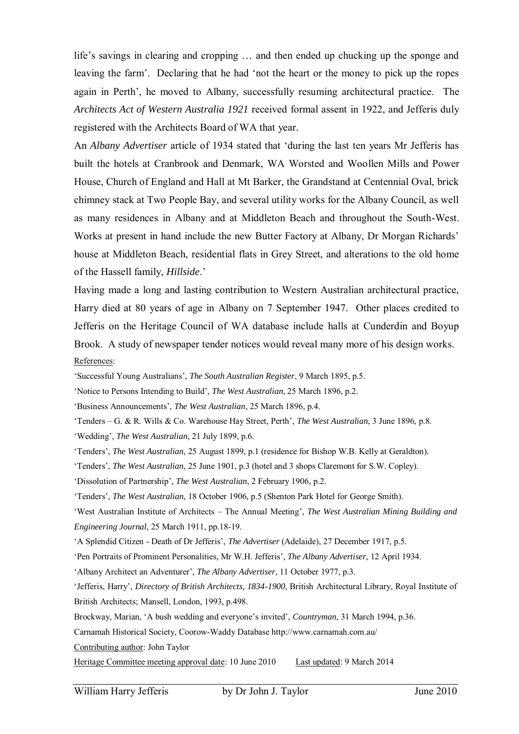life's savings in clearing and cropping … and then ended up chucking up the sponge and leaving the farm'. Declaring that he had 'not the heart or the money to pick up the ropes again in Perth', he moved to Albany, successfully resuming architectural practice. The *Architects Act of Western Australia 1921* received formal assent in 1922, and Jefferis duly registered with the Architects Board of WA that year.

An *Albany Advertiser* article of 1934 stated that 'during the last ten years Mr Jefferis has built the hotels at Cranbrook and Denmark, WA Worsted and Woollen Mills and Power House, Church of England and Hall at Mt Barker, the Grandstand at Centennial Oval, brick chimney stack at Two People Bay, and several utility works for the Albany Council, as well as many residences in Albany and at Middleton Beach and throughout the South-West. Works at present in hand include the new Butter Factory at Albany, Dr Morgan Richards' house at Middleton Beach, residential flats in Grey Street, and alterations to the old home of the Hassell family, *Hillside*.'

Having made a long and lasting contribution to Western Australian architectural practice, Harry died at 80 years of age in Albany on 7 September 1947. Other places credited to Jefferis on the Heritage Council of WA database include halls at Cunderdin and Boyup Brook. A study of newspaper tender notices would reveal many more of his design works.

References:

'Successful Young Australians', *The South Australian Register*, 9 March 1895, p.5.

'Notice to Persons Intending to Build', *The West Australian*, 25 March 1896, p.2.

'Business Announcements', *The West Australian*, 25 March 1896, p.4.

'Tenders – G. & R. Wills & Co. Warehouse Hay Street, Perth', *The West Australian*, 3 June 1896, p.8.

'Wedding', *The West Australian*, 21 July 1899, p.6.

'Tenders', *The West Australian*, 25 August 1899, p.1 (residence for Bishop W.B. Kelly at Geraldton).

'Tenders', *The West Australian*, 25 June 1901, p.3 (hotel and 3 shops Claremont for S.W. Copley).

'Dissolution of Partnership', *The West Australian*, 2 February 1906, p.2.

'Tenders', *The West Australian*, 18 October 1906, p.5 (Shenton Park Hotel for George Smith).

'West Australian Institute of Architects – The Annual Meeting', *The West Australian Mining Building and Engineering Journal*, 25 March 1911, pp.18-19.

'A Splendid Citizen - Death of Dr Jefferis', *The Advertiser* (Adelaide), 27 December 1917, p.5.

'Pen Portraits of Prominent Personalities, Mr W.H. Jefferis', *The Albany Advertiser*, 12 April 1934.

'Albany Architect an Adventurer', *The Albany Advertiser*, 11 October 1977, p.3.

'Jefferis, Harry', *Directory of British Architects, 1834-1900*, British Architectural Library, Royal Institute of British Architects; Mansell, London, 1993, p.498.

Brockway, Marian, 'A bush wedding and everyone's invited', *Countryman*, 31 March 1994, p.36.

Carnamah Historical Society, Coorow-Waddy Database http://www.carnamah.com.au/

Contributing author: John Taylor

Heritage Committee meeting approval date: 10 June 2010 Last updated: 9 March 2014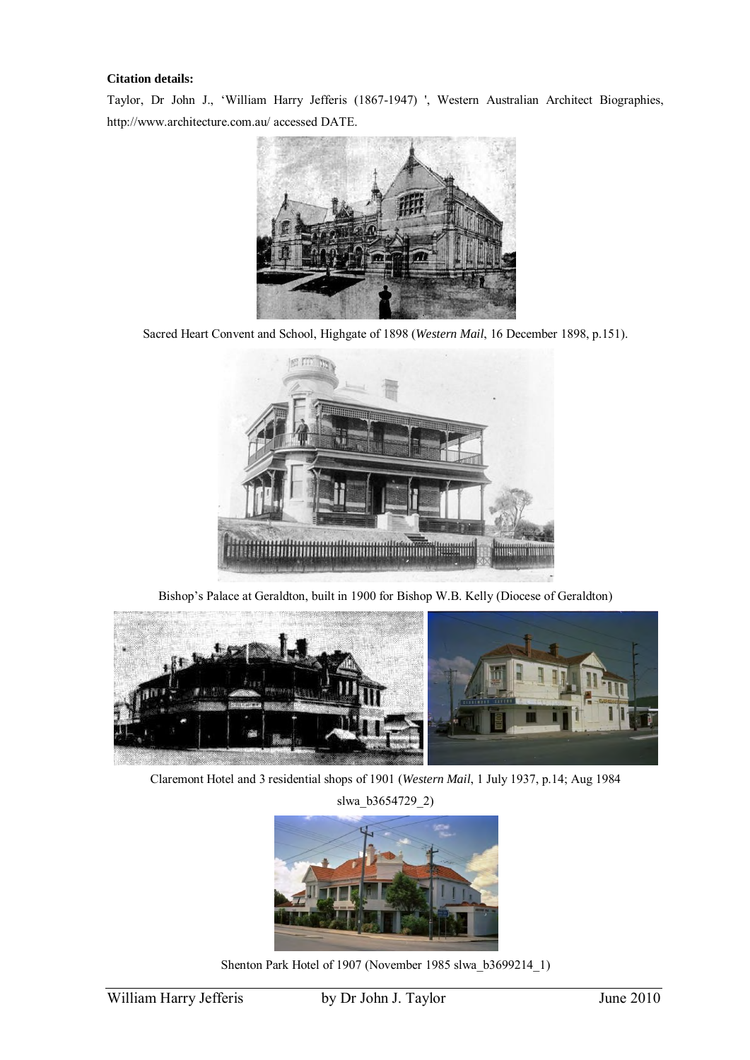**Citation details:**

Taylor, Dr John J., 'William Harry Jefferis (1867-1947) ', Western Australian Architect Biographies, http://www.architecture.com.au/ accessed DATE.

Sacred Heart Convent and School, Highgate of 1898 (*Western Mail*, 16 December 1898, p.151).

Bishop's Palace at Geraldton, built in 1900 for Bishop W.B. Kelly (Diocese of Geraldton)

Claremont Hotel and 3 residential shops of 1901 (*Western Mail*, 1 July 1937, p.14; Aug 1984 slwa_b3654729_2)

Shenton Park Hotel of 1907 (November 1985 slwa_b3699214_1)